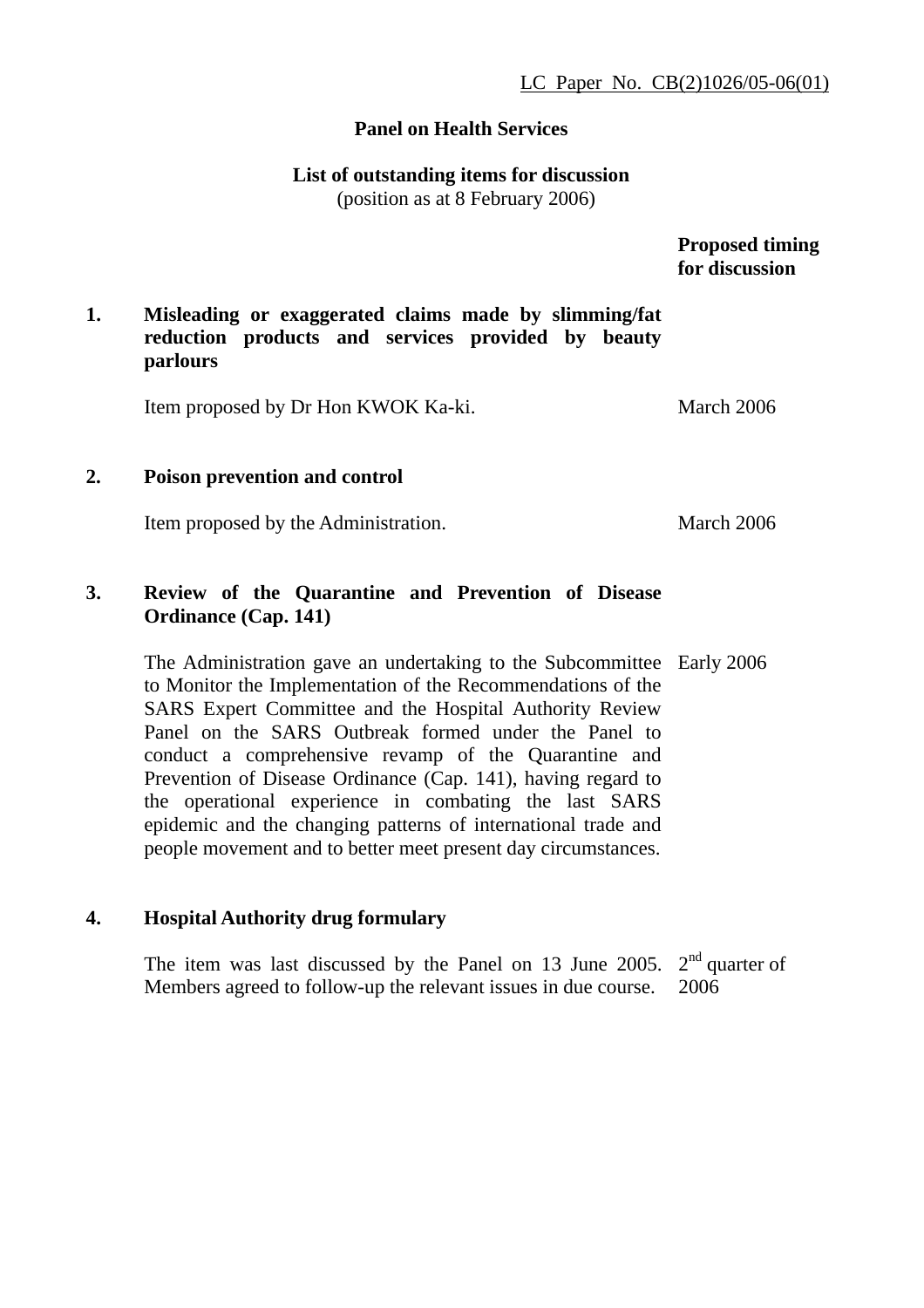LC Paper No. CB(2)1026/05-06(01)

**Panel on Health Services**

**List of outstanding items for discussion**
(position as at 8 February 2006)

| | | Proposed timing for discussion |
|---|---|---|
| **1.** | **Misleading or exaggerated claims made by slimming/fat reduction products and services provided by beauty parlours** | |
| | Item proposed by Dr Hon KWOK Ka-ki. | March 2006 |
| **2.** | **Poison prevention and control** | |
| | Item proposed by the Administration. | March 2006 |
| **3.** | **Review of the Quarantine and Prevention of Disease Ordinance (Cap. 141)** | |
| | The Administration gave an undertaking to the Subcommittee to Monitor the Implementation of the Recommendations of the SARS Expert Committee and the Hospital Authority Review Panel on the SARS Outbreak formed under the Panel to conduct a comprehensive revamp of the Quarantine and Prevention of Disease Ordinance (Cap. 141), having regard to the operational experience in combating the last SARS epidemic and the changing patterns of international trade and people movement and to better meet present day circumstances. | Early 2006 |
| **4.** | **Hospital Authority drug formulary** | |
| | The item was last discussed by the Panel on 13 June 2005. Members agreed to follow-up the relevant issues in due course. | 2nd quarter of 2006 |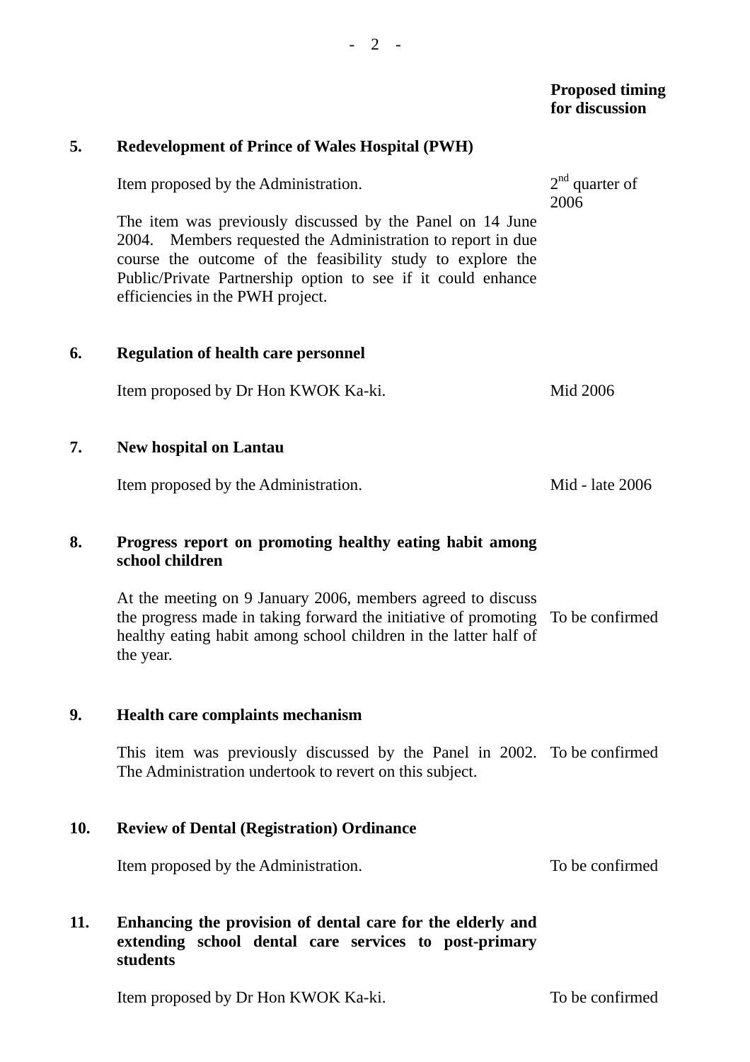| | | Proposed timing for discussion |
|---|---|---|
| **5.** | **Redevelopment of Prince of Wales Hospital (PWH)** | |
| | Item proposed by the Administration. | 2nd quarter of 2006 |
| | The item was previously discussed by the Panel on 14 June 2004. Members requested the Administration to report in due course the outcome of the feasibility study to explore the Public/Private Partnership option to see if it could enhance efficiencies in the PWH project. | |
| **6.** | **Regulation of health care personnel** | |
| | Item proposed by Dr Hon KWOK Ka-ki. | Mid 2006 |
| **7.** | **New hospital on Lantau** | |
| | Item proposed by the Administration. | Mid - late 2006 |
| **8.** | **Progress report on promoting healthy eating habit among school children** | |
| | At the meeting on 9 January 2006, members agreed to discuss the progress made in taking forward the initiative of promoting healthy eating habit among school children in the latter half of the year. | To be confirmed |
| **9.** | **Health care complaints mechanism** | |
| | This item was previously discussed by the Panel in 2002. The Administration undertook to revert on this subject. | To be confirmed |
| **10.** | **Review of Dental (Registration) Ordinance** | |
| | Item proposed by the Administration. | To be confirmed |
| **11.** | **Enhancing the provision of dental care for the elderly and extending school dental care services to post-primary students** | |
| | Item proposed by Dr Hon KWOK Ka-ki. | To be confirmed |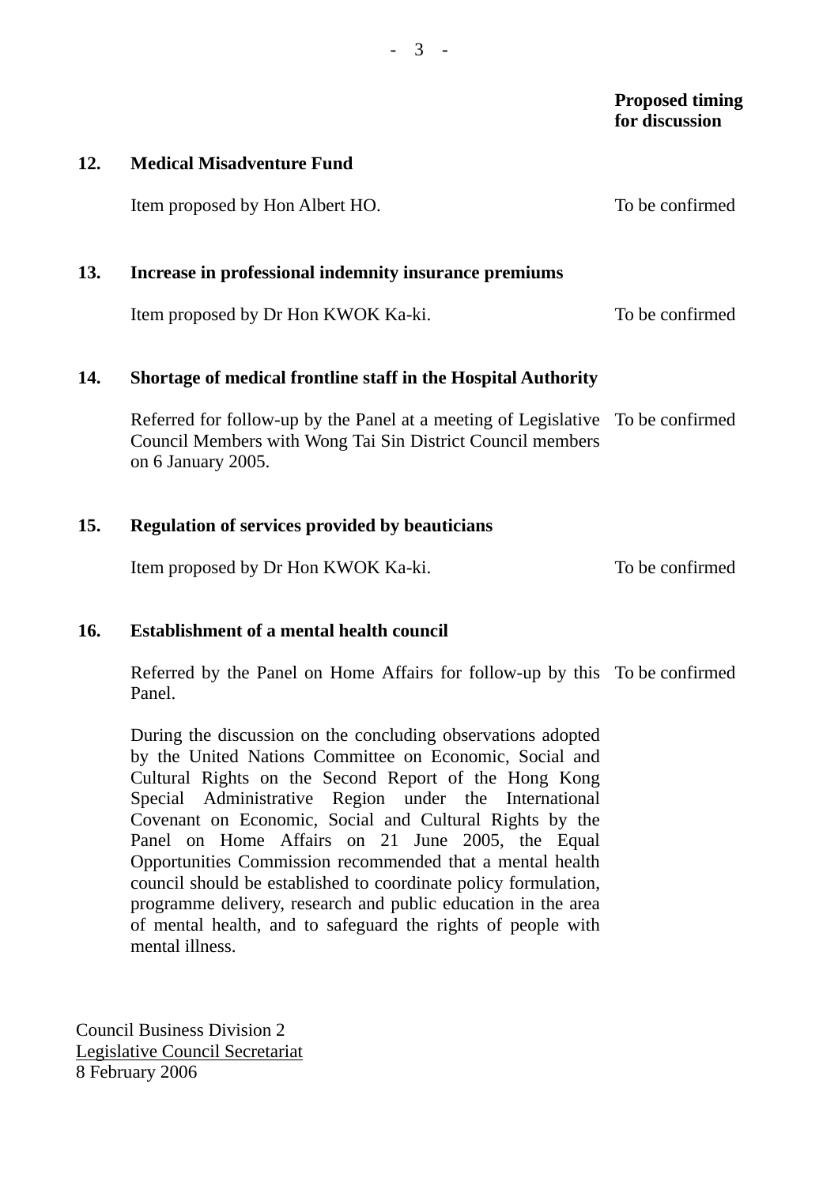| | | Proposed timing for discussion |
|---|---|---|
| **12.** | **Medical Misadventure Fund** | |
| | Item proposed by Hon Albert HO. | To be confirmed |
| **13.** | **Increase in professional indemnity insurance premiums** | |
| | Item proposed by Dr Hon KWOK Ka-ki. | To be confirmed |
| **14.** | **Shortage of medical frontline staff in the Hospital Authority** | |
| | Referred for follow-up by the Panel at a meeting of Legislative Council Members with Wong Tai Sin District Council members on 6 January 2005. | To be confirmed |
| **15.** | **Regulation of services provided by beauticians** | |
| | Item proposed by Dr Hon KWOK Ka-ki. | To be confirmed |
| **16.** | **Establishment of a mental health council** | |
| | Referred by the Panel on Home Affairs for follow-up by this Panel. | To be confirmed |
| | During the discussion on the concluding observations adopted by the United Nations Committee on Economic, Social and Cultural Rights on the Second Report of the Hong Kong Special Administrative Region under the International Covenant on Economic, Social and Cultural Rights by the Panel on Home Affairs on 21 June 2005, the Equal Opportunities Commission recommended that a mental health council should be established to coordinate policy formulation, programme delivery, research and public education in the area of mental health, and to safeguard the rights of people with mental illness. | |

Council Business Division 2
Legislative Council Secretariat
8 February 2006